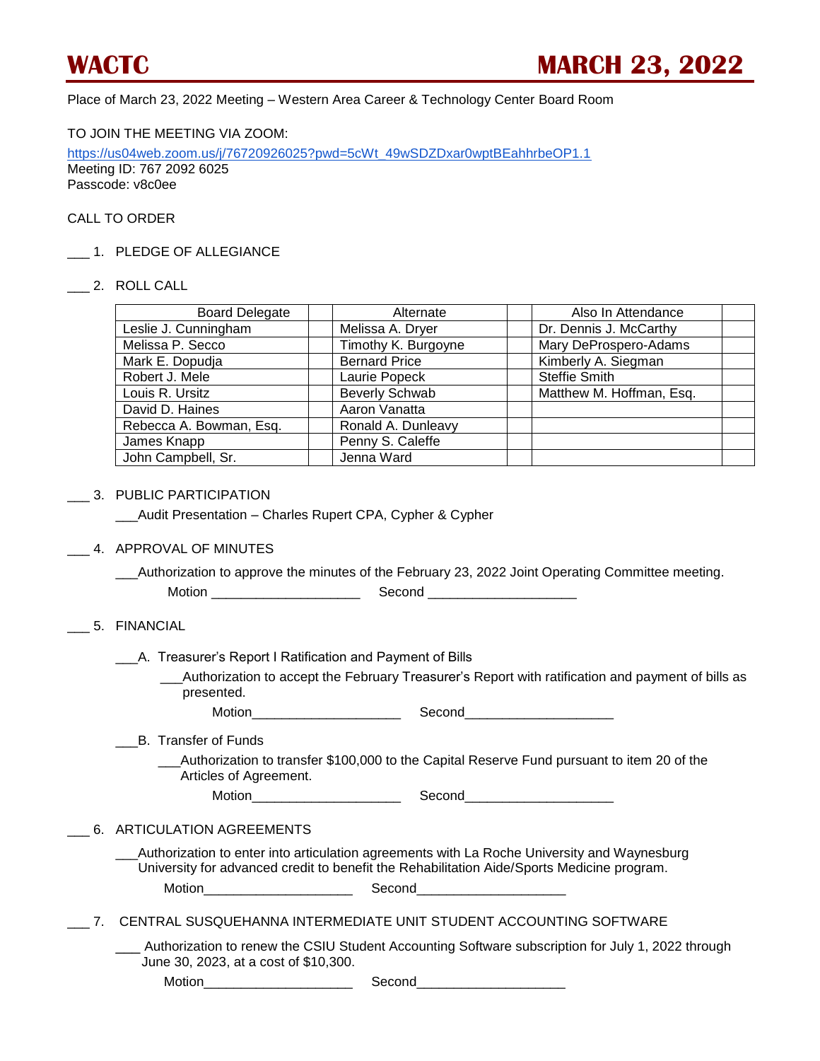# WACTC MARCH 23, 2022

Place of March 23, 2022 Meeting – Western Area Career & Technology Center Board Room

TO JOIN THE MEETING VIA ZOOM:
https://us04web.zoom.us/j/76720926025?pwd=5cWt_49wSDZDxar0wptBEahhrbeOP1.1
Meeting ID: 767 2092 6025
Passcode: v8c0ee

CALL TO ORDER

___ 1. PLEDGE OF ALLEGIANCE

___ 2. ROLL CALL

| Board Delegate | | Alternate | | Also In Attendance | |
|---|---|---|---|---|---|
| Leslie J. Cunningham | | Melissa A. Dryer | | Dr. Dennis J. McCarthy | |
| Melissa P. Secco | | Timothy K. Burgoyne | | Mary DeProspero-Adams | |
| Mark E. Dopudja | | Bernard Price | | Kimberly A. Siegman | |
| Robert J. Mele | | Laurie Popeck | | Steffie Smith | |
| Louis R. Ursitz | | Beverly Schwab | | Matthew M. Hoffman, Esq. | |
| David D. Haines | | Aaron Vanatta | | | |
| Rebecca A. Bowman, Esq. | | Ronald A. Dunleavy | | | |
| James Knapp | | Penny S. Caleffe | | | |
| John Campbell, Sr. | | Jenna Ward | | | |

___ 3. PUBLIC PARTICIPATION

___Audit Presentation – Charles Rupert CPA, Cypher & Cypher

___ 4. APPROVAL OF MINUTES

___Authorization to approve the minutes of the February 23, 2022 Joint Operating Committee meeting.

Motion ____________________ Second ____________________

___ 5. FINANCIAL

___A. Treasurer's Report I Ratification and Payment of Bills

___Authorization to accept the February Treasurer's Report with ratification and payment of bills as presented.

Motion____________________ Second____________________

___B. Transfer of Funds

___Authorization to transfer $100,000 to the Capital Reserve Fund pursuant to item 20 of the Articles of Agreement.

Motion____________________ Second____________________

___ 6. ARTICULATION AGREEMENTS

___Authorization to enter into articulation agreements with La Roche University and Waynesburg University for advanced credit to benefit the Rehabilitation Aide/Sports Medicine program.

Motion____________________ Second____________________

___ 7. CENTRAL SUSQUEHANNA INTERMEDIATE UNIT STUDENT ACCOUNTING SOFTWARE

___ Authorization to renew the CSIU Student Accounting Software subscription for July 1, 2022 through June 30, 2023, at a cost of $10,300.

Motion____________________ Second____________________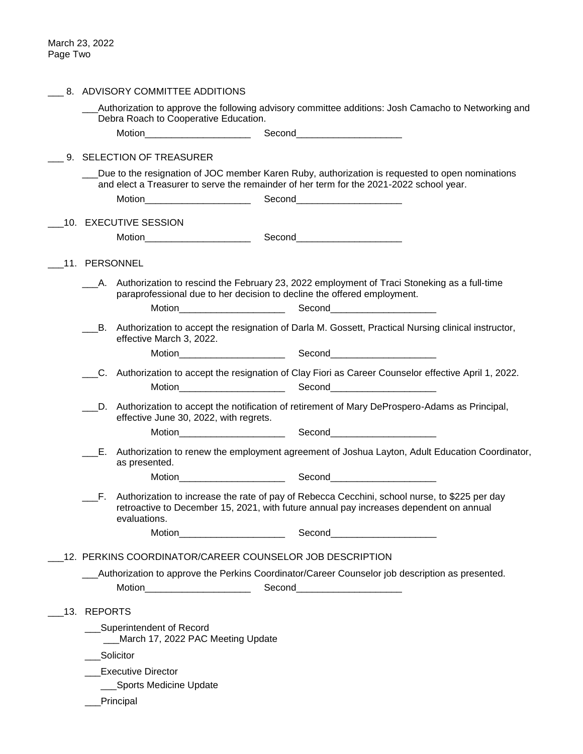___ 8. ADVISORY COMMITTEE ADDITIONS

___Authorization to approve the following advisory committee additions: Josh Camacho to Networking and Debra Roach to Cooperative Education.

Motion____________________ Second____________________

___ 9. SELECTION OF TREASURER

___Due to the resignation of JOC member Karen Ruby, authorization is requested to open nominations and elect a Treasurer to serve the remainder of her term for the 2021-2022 school year.

Motion____________________ Second____________________

___10. EXECUTIVE SESSION

Motion____________________ Second____________________

___11. PERSONNEL

___A. Authorization to rescind the February 23, 2022 employment of Traci Stoneking as a full-time paraprofessional due to her decision to decline the offered employment.

Motion____________________ Second____________________

___B. Authorization to accept the resignation of Darla M. Gossett, Practical Nursing clinical instructor, effective March 3, 2022.

Motion____________________ Second____________________

___C. Authorization to accept the resignation of Clay Fiori as Career Counselor effective April 1, 2022.

Motion____________________ Second____________________

___D. Authorization to accept the notification of retirement of Mary DeProspero-Adams as Principal, effective June 30, 2022, with regrets.

Motion____________________ Second____________________

___E. Authorization to renew the employment agreement of Joshua Layton, Adult Education Coordinator, as presented.

Motion____________________ Second____________________

___F. Authorization to increase the rate of pay of Rebecca Cecchini, school nurse, to $225 per day retroactive to December 15, 2021, with future annual pay increases dependent on annual evaluations.

Motion____________________ Second____________________

___12. PERKINS COORDINATOR/CAREER COUNSELOR JOB DESCRIPTION

___Authorization to approve the Perkins Coordinator/Career Counselor job description as presented.

Motion____________________ Second____________________

___13. REPORTS

___Superintendent of Record

- ___March 17, 2022 PAC Meeting Update

___Solicitor

___Executive Director

- ___Sports Medicine Update

___Principal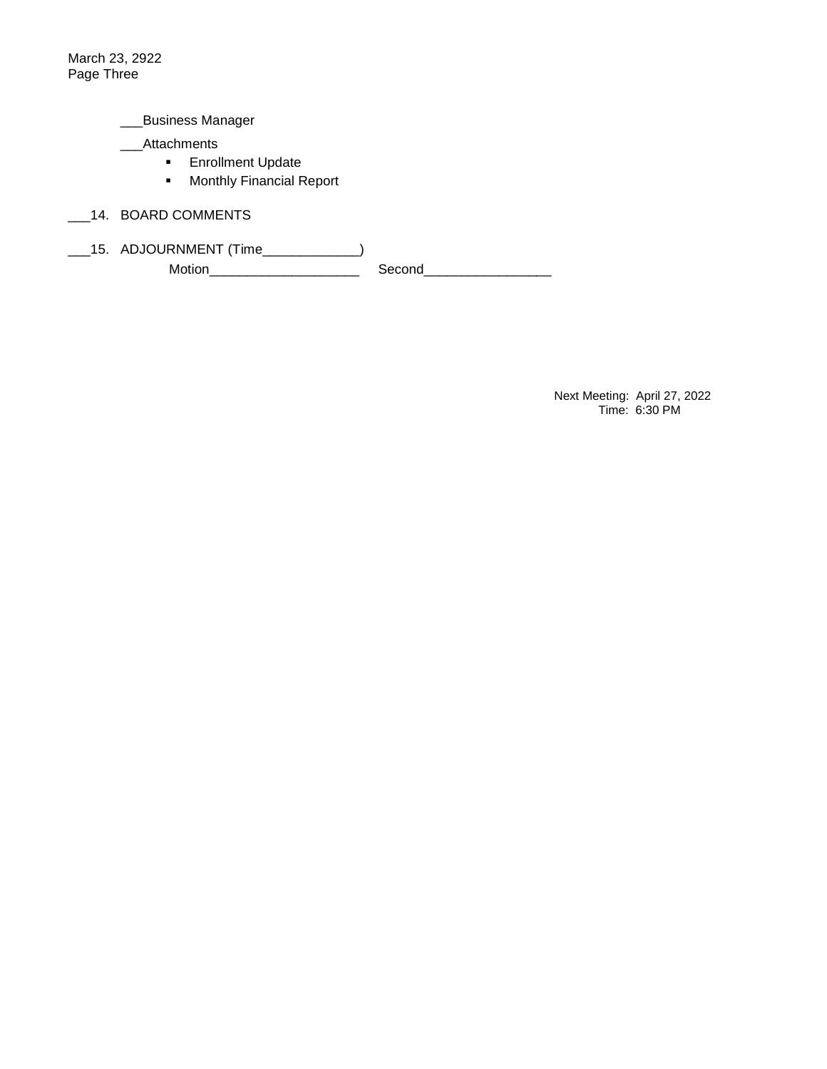March 23, 2922
Page Three

___Business Manager

___Attachments

- Enrollment Update
- Monthly Financial Report

___14. BOARD COMMENTS

___15. ADJOURNMENT (Time____________)

Motion___________________ Second________________

Next Meeting: April 27, 2022
Time: 6:30 PM